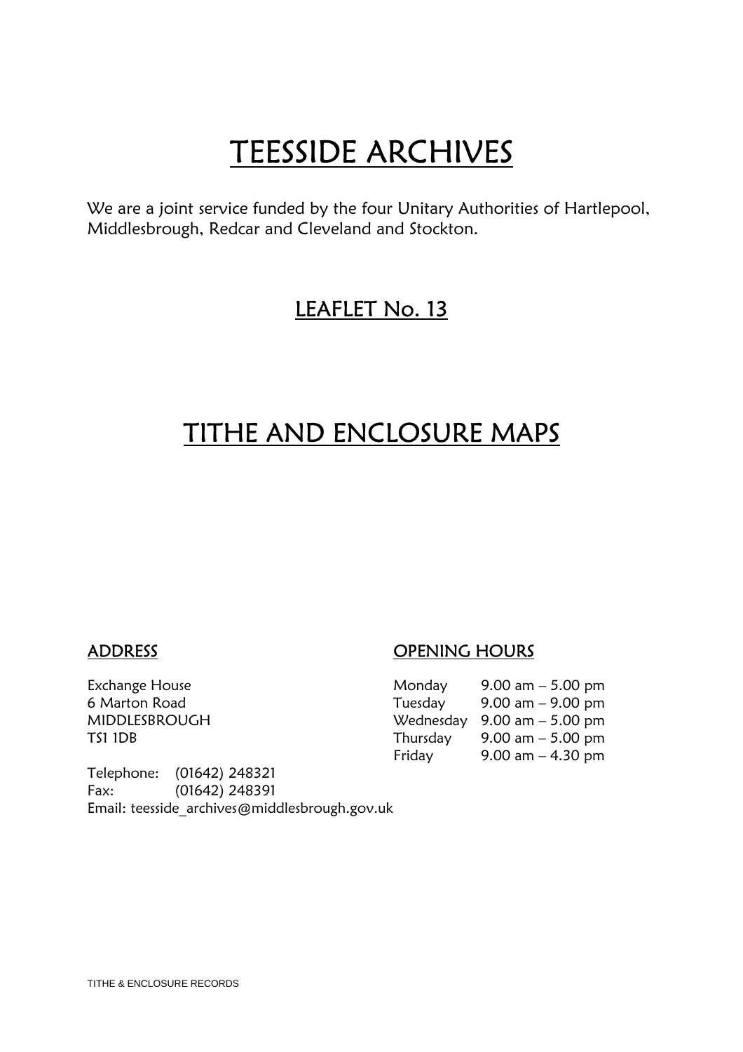# TEESSIDE ARCHIVES

We are a joint service funded by the four Unitary Authorities of Hartlepool, Middlesbrough, Redcar and Cleveland and Stockton.

## LEAFLET No. 13

# TITHE AND ENCLOSURE MAPS

### ADDRESS

Exchange House
6 Marton Road
MIDDLESBROUGH
TS1 1DB

Telephone: (01642) 248321
Fax: (01642) 248391
Email: teesside_archives@middlesbrough.gov.uk

### OPENING HOURS

| Day | Hours |
| --- | --- |
| Monday | 9.00 am – 5.00 pm |
| Tuesday | 9.00 am – 9.00 pm |
| Wednesday | 9.00 am – 5.00 pm |
| Thursday | 9.00 am – 5.00 pm |
| Friday | 9.00 am – 4.30 pm |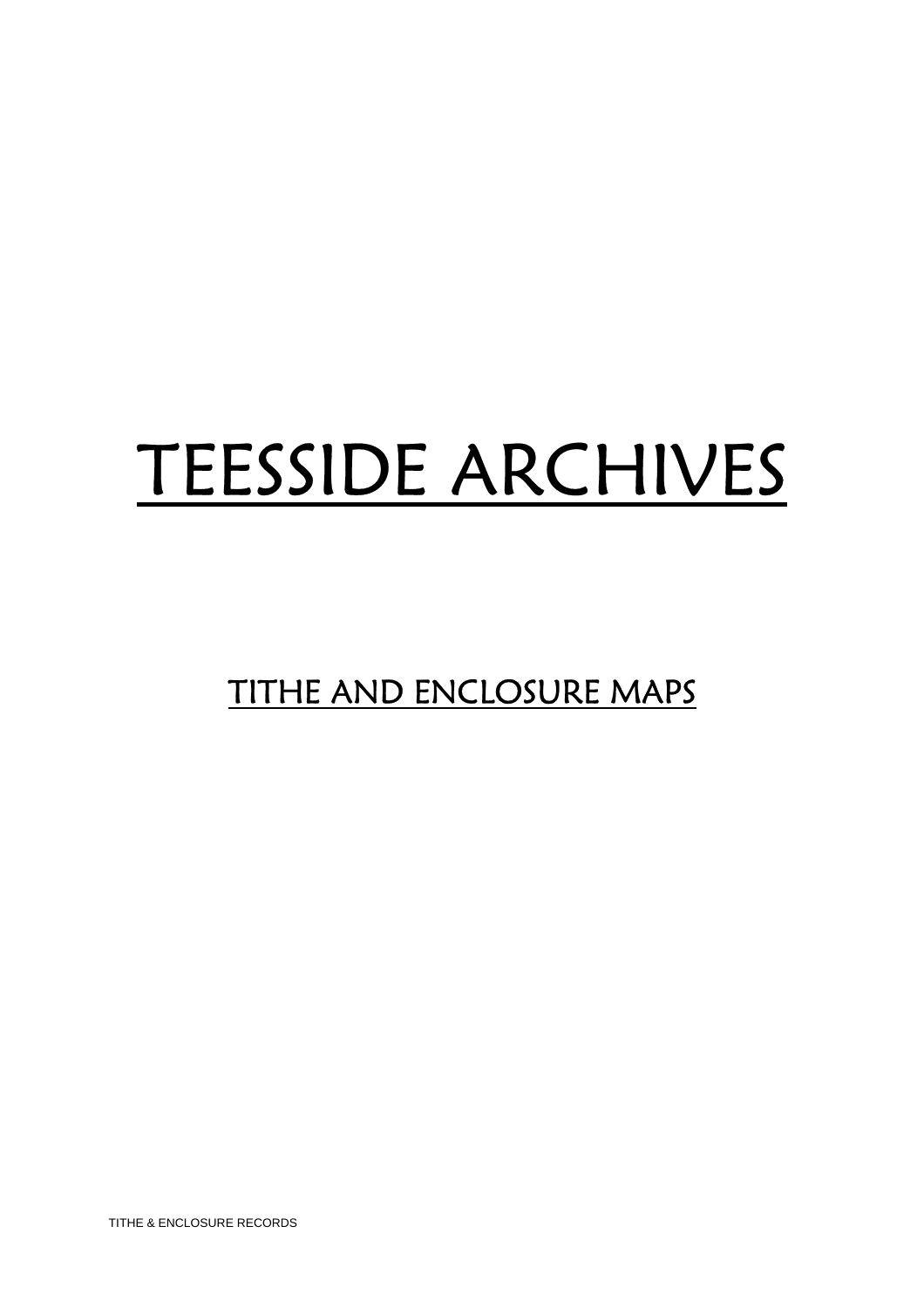# TEESSIDE ARCHIVES

## TITHE AND ENCLOSURE MAPS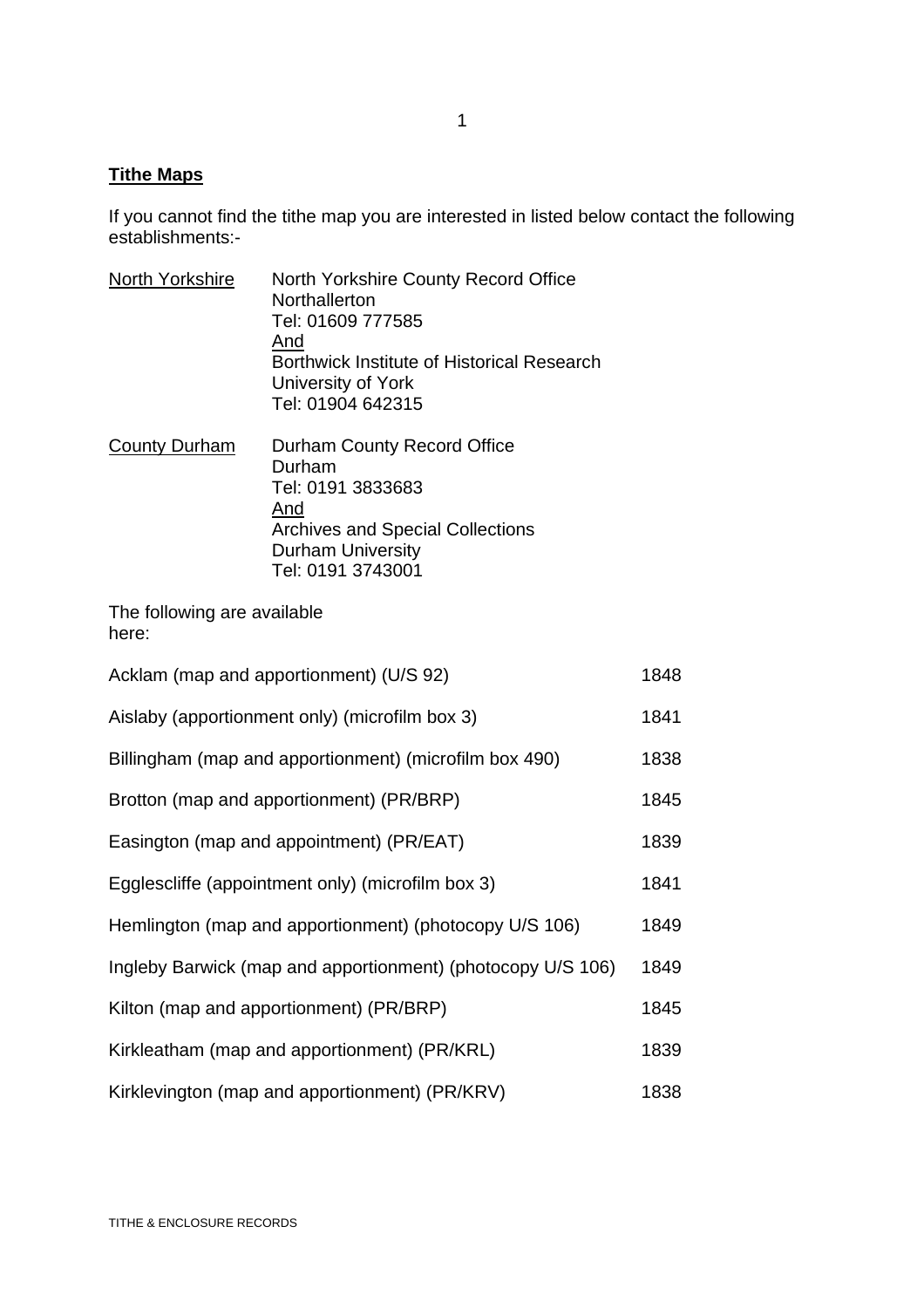**Tithe Maps**

If you cannot find the tithe map you are interested in listed below contact the following establishments:-

| | |
|---|---|
| North Yorkshire | North Yorkshire County Record Office<br>Northallerton<br>Tel: 01609 777585<br>And<br>Borthwick Institute of Historical Research<br>University of York<br>Tel: 01904 642315 |
| County Durham | Durham County Record Office<br>Durham<br>Tel: 0191 3833683<br>And<br>Archives and Special Collections<br>Durham University<br>Tel: 0191 3743001 |

The following are available here:

| | |
|---|---|
| Acklam (map and apportionment) (U/S 92) | 1848 |
| Aislaby (apportionment only) (microfilm box 3) | 1841 |
| Billingham (map and apportionment) (microfilm box 490) | 1838 |
| Brotton (map and apportionment) (PR/BRP) | 1845 |
| Easington (map and appointment) (PR/EAT) | 1839 |
| Egglescliffe (appointment only) (microfilm box 3) | 1841 |
| Hemlington (map and apportionment) (photocopy U/S 106) | 1849 |
| Ingleby Barwick (map and apportionment) (photocopy U/S 106) | 1849 |
| Kilton (map and apportionment) (PR/BRP) | 1845 |
| Kirkleatham (map and apportionment) (PR/KRL) | 1839 |
| Kirklevington (map and apportionment) (PR/KRV) | 1838 |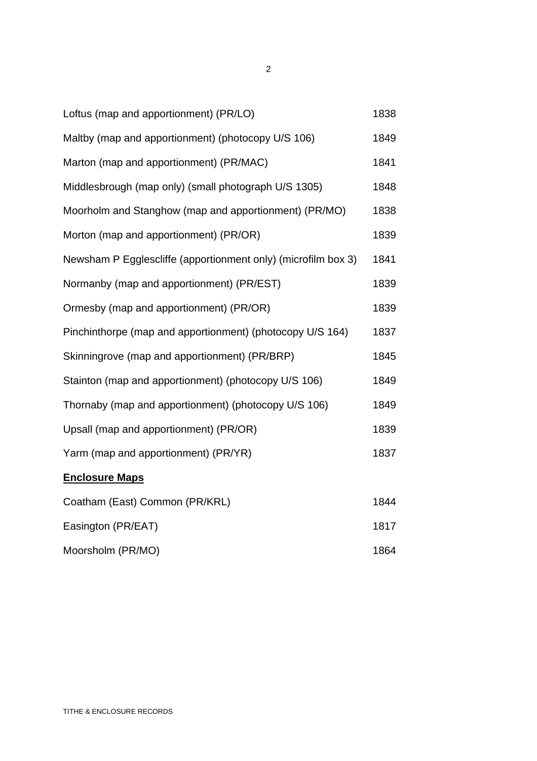| | |
|---|---|
| Loftus (map and apportionment) (PR/LO) | 1838 |
| Maltby (map and apportionment) (photocopy U/S 106) | 1849 |
| Marton (map and apportionment) (PR/MAC) | 1841 |
| Middlesbrough (map only) (small photograph U/S 1305) | 1848 |
| Moorholm and Stanghow (map and apportionment) (PR/MO) | 1838 |
| Morton (map and apportionment) (PR/OR) | 1839 |
| Newsham P Egglescliffe (apportionment only) (microfilm box 3) | 1841 |
| Normanby (map and apportionment) (PR/EST) | 1839 |
| Ormesby (map and apportionment) (PR/OR) | 1839 |
| Pinchinthorpe (map and apportionment) (photocopy U/S 164) | 1837 |
| Skinningrove (map and apportionment) (PR/BRP) | 1845 |
| Stainton (map and apportionment) (photocopy U/S 106) | 1849 |
| Thornaby (map and apportionment) (photocopy U/S 106) | 1849 |
| Upsall (map and apportionment) (PR/OR) | 1839 |
| Yarm (map and apportionment) (PR/YR) | 1837 |

**Enclosure Maps**

| | |
|---|---|
| Coatham (East) Common (PR/KRL) | 1844 |
| Easington (PR/EAT) | 1817 |
| Moorsholm (PR/MO) | 1864 |